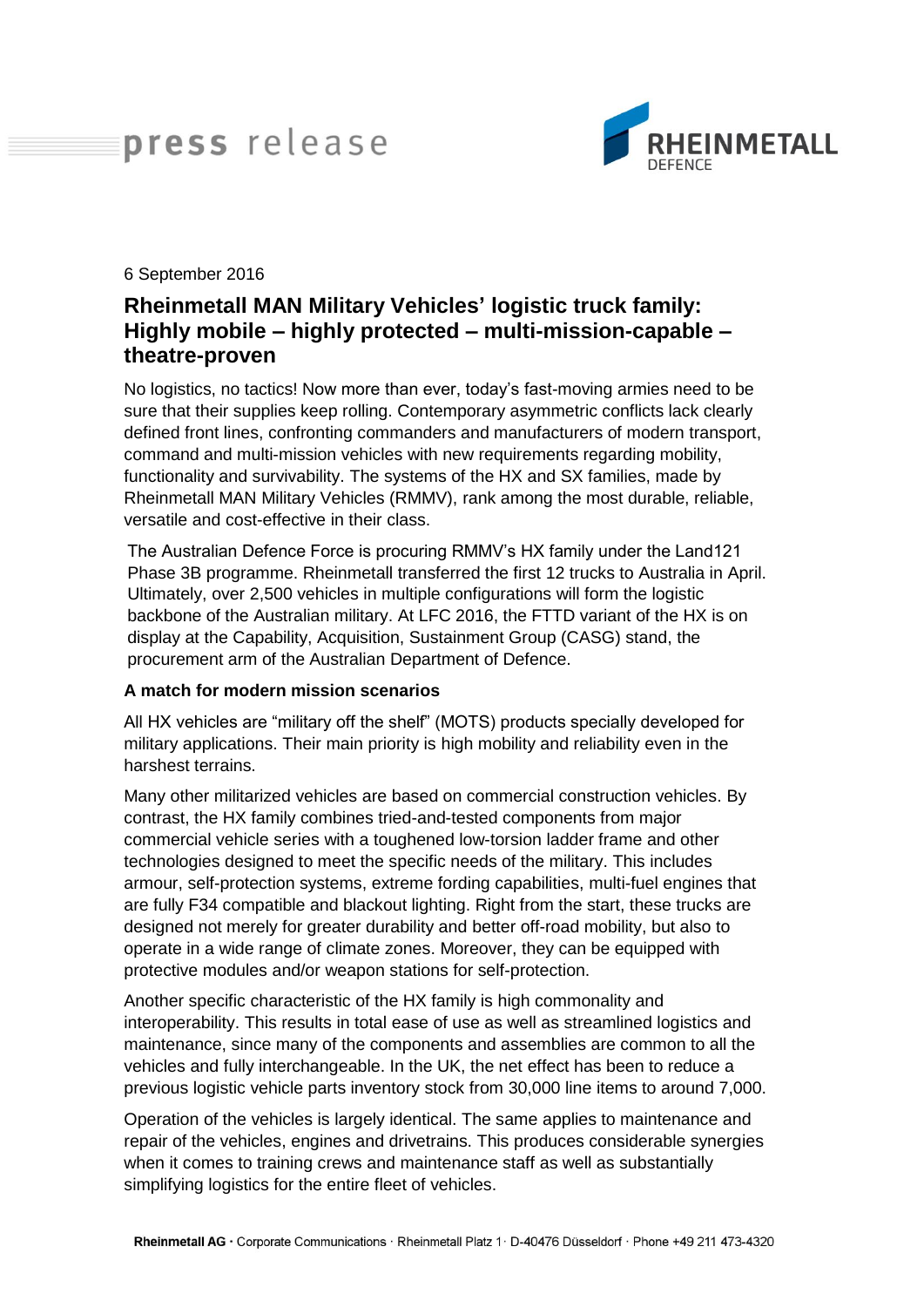press release

6 September 2016

# Rheinmetall MAN Military Vehicles' logistic truck family: Highly mobile – highly protected – multi-mission-capable – theatre-proven

No logistics, no tactics! Now more than ever, today's fast-moving armies need to be sure that their supplies keep rolling. Contemporary asymmetric conflicts lack clearly defined front lines, confronting commanders and manufacturers of modern transport, command and multi-mission vehicles with new requirements regarding mobility, functionality and survivability. The systems of the HX and SX families, made by Rheinmetall MAN Military Vehicles (RMMV), rank among the most durable, reliable, versatile and cost-effective in their class.

The Australian Defence Force is procuring RMMV's HX family under the Land121 Phase 3B programme. Rheinmetall transferred the first 12 trucks to Australia in April. Ultimately, over 2,500 vehicles in multiple configurations will form the logistic backbone of the Australian military. At LFC 2016, the FTTD variant of the HX is on display at the Capability, Acquisition, Sustainment Group (CASG) stand, the procurement arm of the Australian Department of Defence.

**A match for modern mission scenarios**

All HX vehicles are "military off the shelf" (MOTS) products specially developed for military applications. Their main priority is high mobility and reliability even in the harshest terrains.

Many other militarized vehicles are based on commercial construction vehicles. By contrast, the HX family combines tried-and-tested components from major commercial vehicle series with a toughened low-torsion ladder frame and other technologies designed to meet the specific needs of the military. This includes armour, self-protection systems, extreme fording capabilities, multi-fuel engines that are fully F34 compatible and blackout lighting. Right from the start, these trucks are designed not merely for greater durability and better off-road mobility, but also to operate in a wide range of climate zones. Moreover, they can be equipped with protective modules and/or weapon stations for self-protection.

Another specific characteristic of the HX family is high commonality and interoperability. This results in total ease of use as well as streamlined logistics and maintenance, since many of the components and assemblies are common to all the vehicles and fully interchangeable. In the UK, the net effect has been to reduce a previous logistic vehicle parts inventory stock from 30,000 line items to around 7,000.

Operation of the vehicles is largely identical. The same applies to maintenance and repair of the vehicles, engines and drivetrains. This produces considerable synergies when it comes to training crews and maintenance staff as well as substantially simplifying logistics for the entire fleet of vehicles.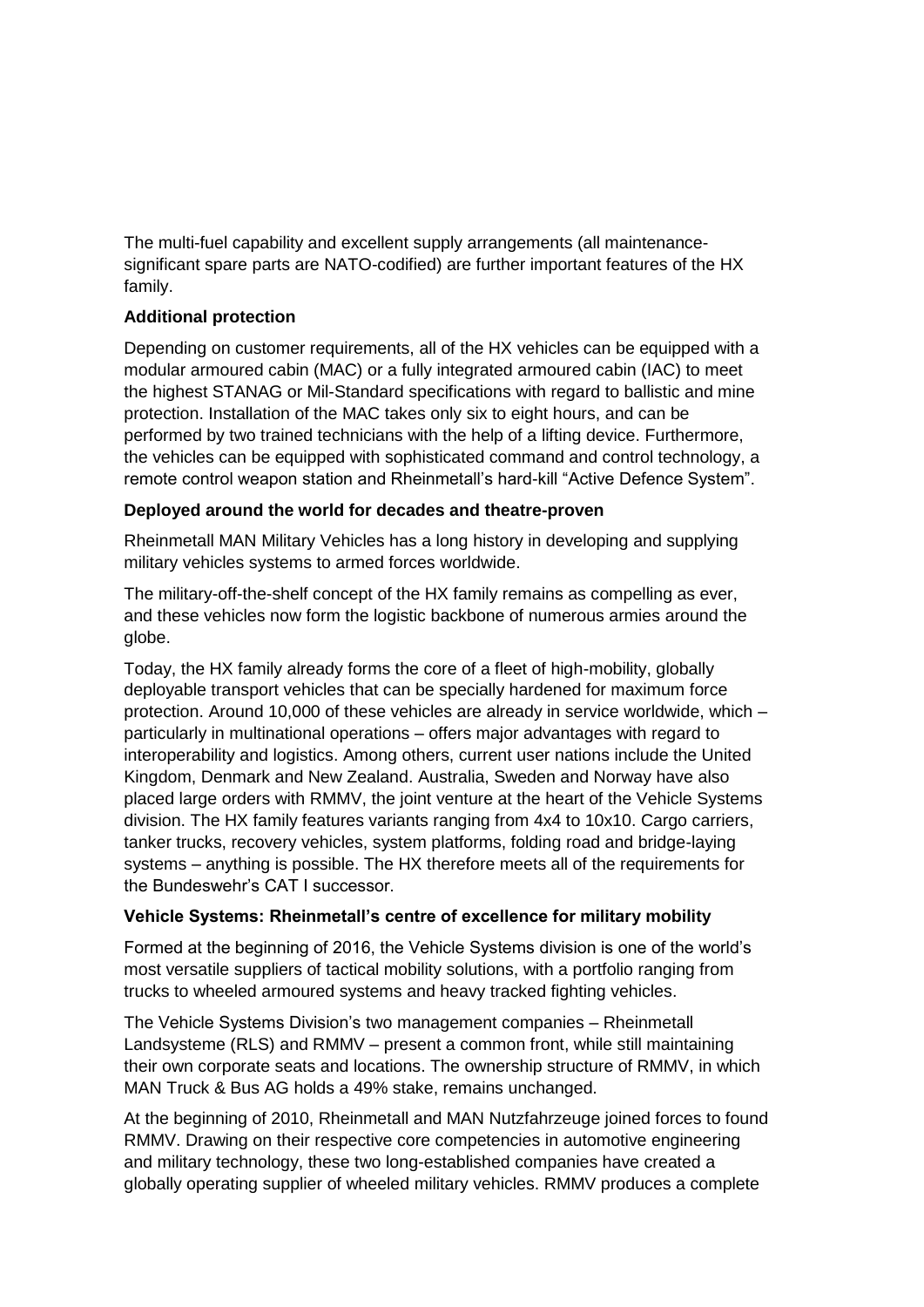The multi-fuel capability and excellent supply arrangements (all maintenance-significant spare parts are NATO-codified) are further important features of the HX family.

**Additional protection**

Depending on customer requirements, all of the HX vehicles can be equipped with a modular armoured cabin (MAC) or a fully integrated armoured cabin (IAC) to meet the highest STANAG or Mil-Standard specifications with regard to ballistic and mine protection. Installation of the MAC takes only six to eight hours, and can be performed by two trained technicians with the help of a lifting device. Furthermore, the vehicles can be equipped with sophisticated command and control technology, a remote control weapon station and Rheinmetall's hard-kill "Active Defence System".

**Deployed around the world for decades and theatre-proven**

Rheinmetall MAN Military Vehicles has a long history in developing and supplying military vehicles systems to armed forces worldwide.

The military-off-the-shelf concept of the HX family remains as compelling as ever, and these vehicles now form the logistic backbone of numerous armies around the globe.

Today, the HX family already forms the core of a fleet of high-mobility, globally deployable transport vehicles that can be specially hardened for maximum force protection. Around 10,000 of these vehicles are already in service worldwide, which – particularly in multinational operations – offers major advantages with regard to interoperability and logistics. Among others, current user nations include the United Kingdom, Denmark and New Zealand. Australia, Sweden and Norway have also placed large orders with RMMV, the joint venture at the heart of the Vehicle Systems division. The HX family features variants ranging from 4x4 to 10x10. Cargo carriers, tanker trucks, recovery vehicles, system platforms, folding road and bridge-laying systems – anything is possible. The HX therefore meets all of the requirements for the Bundeswehr's CAT I successor.

**Vehicle Systems: Rheinmetall's centre of excellence for military mobility**

Formed at the beginning of 2016, the Vehicle Systems division is one of the world's most versatile suppliers of tactical mobility solutions, with a portfolio ranging from trucks to wheeled armoured systems and heavy tracked fighting vehicles.

The Vehicle Systems Division's two management companies – Rheinmetall Landsysteme (RLS) and RMMV – present a common front, while still maintaining their own corporate seats and locations. The ownership structure of RMMV, in which MAN Truck & Bus AG holds a 49% stake, remains unchanged.

At the beginning of 2010, Rheinmetall and MAN Nutzfahrzeuge joined forces to found RMMV. Drawing on their respective core competencies in automotive engineering and military technology, these two long-established companies have created a globally operating supplier of wheeled military vehicles. RMMV produces a complete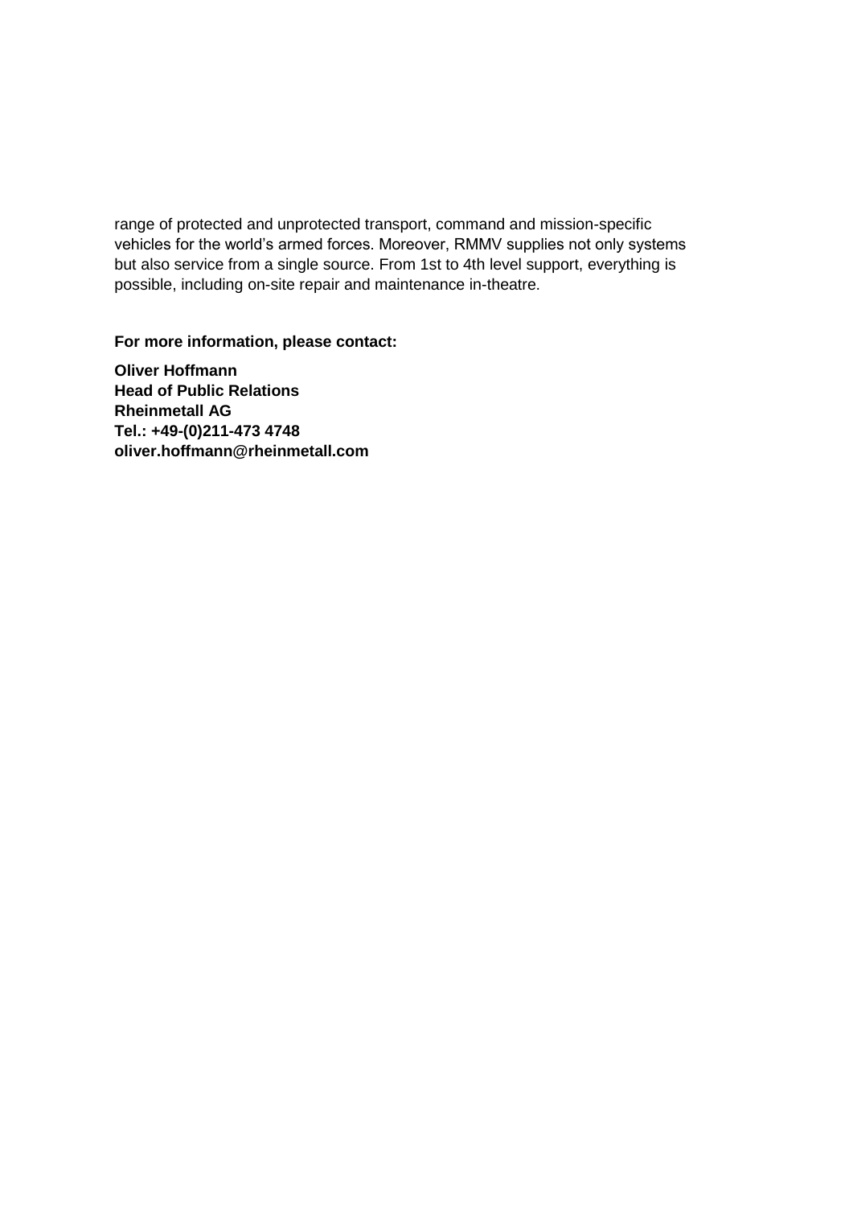range of protected and unprotected transport, command and mission-specific vehicles for the world's armed forces. Moreover, RMMV supplies not only systems but also service from a single source. From 1st to 4th level support, everything is possible, including on-site repair and maintenance in-theatre.

**For more information, please contact:**

**Oliver Hoffmann**
**Head of Public Relations**
**Rheinmetall AG**
**Tel.: +49-(0)211-473 4748**
**oliver.hoffmann@rheinmetall.com**